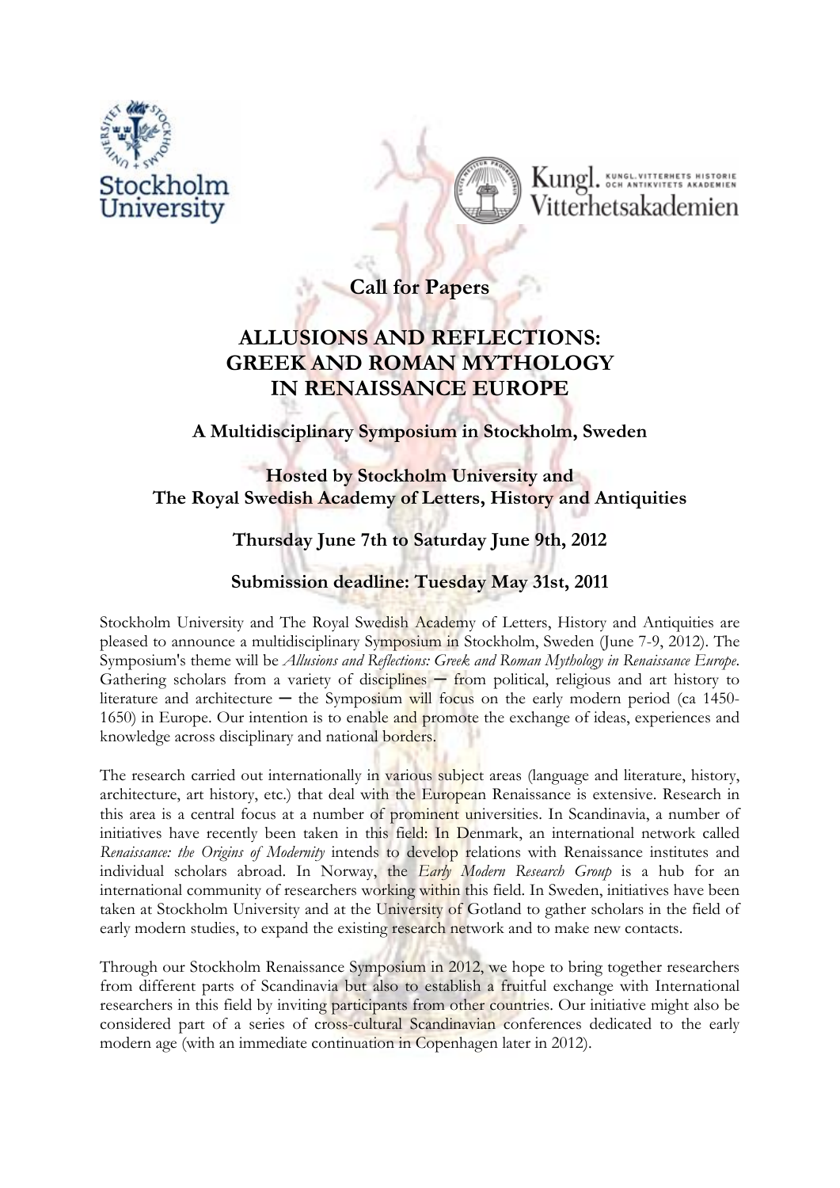# Call for Papers

# ALLUSIONS AND REFLECTIONS: GREEK AND ROMAN MYTHOLOGY IN RENAISSANCE EUROPE

### A Multidisciplinary Symposium in Stockholm, Sweden

### Hosted by Stockholm University and The Royal Swedish Academy of Letters, History and Antiquities

### Thursday June 7th to Saturday June 9th, 2012

### Submission deadline: Tuesday May 31st, 2011

Stockholm University and The Royal Swedish Academy of Letters, History and Antiquities are pleased to announce a multidisciplinary Symposium in Stockholm, Sweden (June 7-9, 2012). The Symposium's theme will be *Allusions and Reflections: Greek and Roman Mythology in Renaissance Europe*. Gathering scholars from a variety of disciplines – from political, religious and art history to literature and architecture – the Symposium will focus on the early modern period (ca 1450-1650) in Europe. Our intention is to enable and promote the exchange of ideas, experiences and knowledge across disciplinary and national borders.

The research carried out internationally in various subject areas (language and literature, history, architecture, art history, etc.) that deal with the European Renaissance is extensive. Research in this area is a central focus at a number of prominent universities. In Scandinavia, a number of initiatives have recently been taken in this field: In Denmark, an international network called *Renaissance: the Origins of Modernity* intends to develop relations with Renaissance institutes and individual scholars abroad. In Norway, the *Early Modern Research Group* is a hub for an international community of researchers working within this field. In Sweden, initiatives have been taken at Stockholm University and at the University of Gotland to gather scholars in the field of early modern studies, to expand the existing research network and to make new contacts.

Through our Stockholm Renaissance Symposium in 2012, we hope to bring together researchers from different parts of Scandinavia but also to establish a fruitful exchange with International researchers in this field by inviting participants from other countries. Our initiative might also be considered part of a series of cross-cultural Scandinavian conferences dedicated to the early modern age (with an immediate continuation in Copenhagen later in 2012).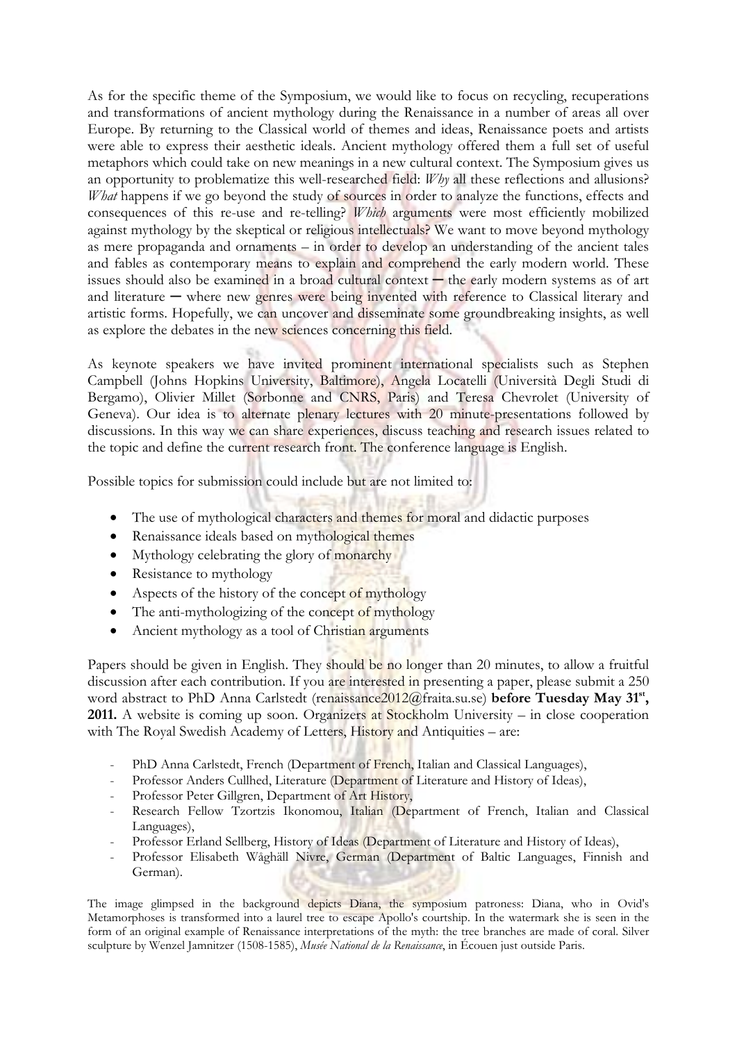As for the specific theme of the Symposium, we would like to focus on recycling, recuperations and transformations of ancient mythology during the Renaissance in a number of areas all over Europe. By returning to the Classical world of themes and ideas, Renaissance poets and artists were able to express their aesthetic ideals. Ancient mythology offered them a full set of useful metaphors which could take on new meanings in a new cultural context. The Symposium gives us an opportunity to problematize this well-researched field: *Why* all these reflections and allusions? *What* happens if we go beyond the study of sources in order to analyze the functions, effects and consequences of this re-use and re-telling? *Which* arguments were most efficiently mobilized against mythology by the skeptical or religious intellectuals? We want to move beyond mythology as mere propaganda and ornaments – in order to develop an understanding of the ancient tales and fables as contemporary means to explain and comprehend the early modern world. These issues should also be examined in a broad cultural context ─ the early modern systems as of art and literature ─ where new genres were being invented with reference to Classical literary and artistic forms. Hopefully, we can uncover and disseminate some groundbreaking insights, as well as explore the debates in the new sciences concerning this field.

As keynote speakers we have invited prominent international specialists such as Stephen Campbell (Johns Hopkins University, Baltimore), Angela Locatelli (Università Degli Studi di Bergamo), Olivier Millet (Sorbonne and CNRS, Paris) and Teresa Chevrolet (University of Geneva). Our idea is to alternate plenary lectures with 20 minute-presentations followed by discussions. In this way we can share experiences, discuss teaching and research issues related to the topic and define the current research front. The conference language is English.

Possible topics for submission could include but are not limited to:

- The use of mythological characters and themes for moral and didactic purposes
- Renaissance ideals based on mythological themes
- Mythology celebrating the glory of monarchy
- Resistance to mythology
- Aspects of the history of the concept of mythology
- The anti-mythologizing of the concept of mythology
- Ancient mythology as a tool of Christian arguments

Papers should be given in English. They should be no longer than 20 minutes, to allow a fruitful discussion after each contribution. If you are interested in presenting a paper, please submit a 250 word abstract to PhD Anna Carlstedt (renaissance2012@fraita.su.se) **before Tuesday May 31st, 2011.** A website is coming up soon. Organizers at Stockholm University – in close cooperation with The Royal Swedish Academy of Letters, History and Antiquities – are:

- PhD Anna Carlstedt, French (Department of French, Italian and Classical Languages),
- Professor Anders Cullhed, Literature (Department of Literature and History of Ideas),
- Professor Peter Gillgren, Department of Art History,
- Research Fellow Tzortzis Ikonomou, Italian (Department of French, Italian and Classical Languages),
- Professor Erland Sellberg, History of Ideas (Department of Literature and History of Ideas),
- Professor Elisabeth Wåghäll Nivre, German (Department of Baltic Languages, Finnish and German).

The image glimpsed in the background depicts Diana, the symposium patroness: Diana, who in Ovid's Metamorphoses is transformed into a laurel tree to escape Apollo's courtship. In the watermark she is seen in the form of an original example of Renaissance interpretations of the myth: the tree branches are made of coral. Silver sculpture by Wenzel Jamnitzer (1508-1585), *Musée National de la Renaissance*, in Écouen just outside Paris.